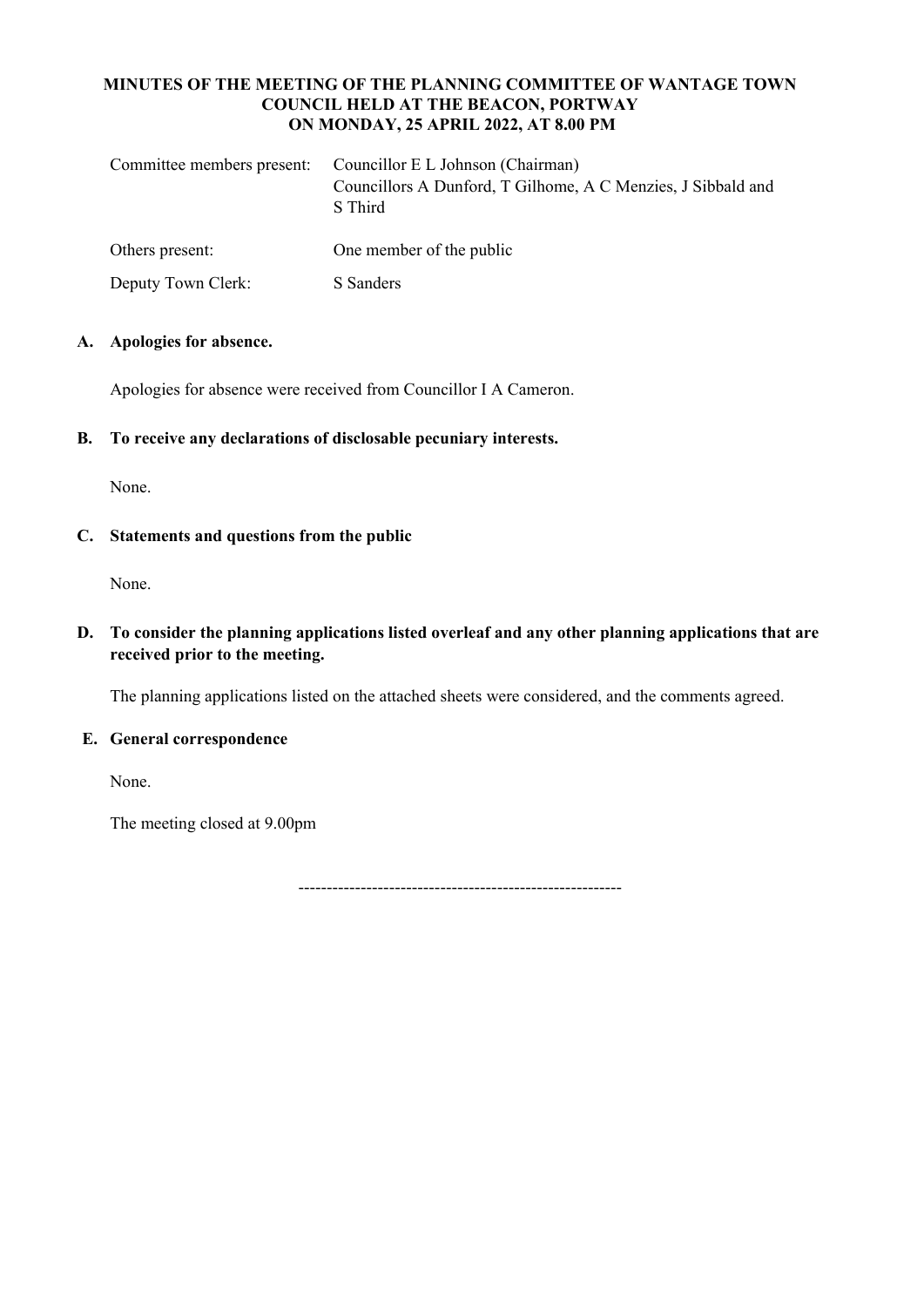# MINUTES OF THE MEETING OF THE PLANNING COMMITTEE OF WANTAGE TOWN COUNCIL HELD AT THE BEACON, PORTWAY ON MONDAY, 25 APRIL 2022, AT 8.00 PM

| | |
|---|---|
| Committee members present: | Councillor E L Johnson (Chairman)<br>Councillors A Dunford, T Gilhome, A C Menzies, J Sibbald and S Third |
| Others present: | One member of the public |
| Deputy Town Clerk: | S Sanders |

**A. Apologies for absence.**

Apologies for absence were received from Councillor I A Cameron.

**B. To receive any declarations of disclosable pecuniary interests.**

None.

**C. Statements and questions from the public**

None.

**D. To consider the planning applications listed overleaf and any other planning applications that are received prior to the meeting.**

The planning applications listed on the attached sheets were considered, and the comments agreed.

**E. General correspondence**

None.

The meeting closed at 9.00pm

---------------------------------------------------------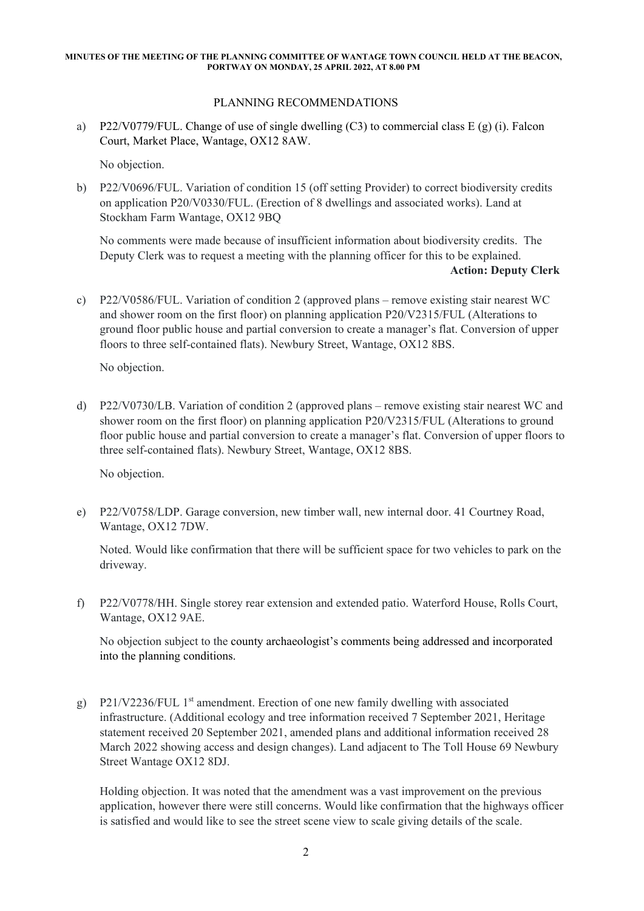**MINUTES OF THE MEETING OF THE PLANNING COMMITTEE OF WANTAGE TOWN COUNCIL HELD AT THE BEACON, PORTWAY ON MONDAY, 25 APRIL 2022, AT 8.00 PM**

PLANNING RECOMMENDATIONS

a) P22/V0779/FUL. Change of use of single dwelling (C3) to commercial class E (g) (i). Falcon Court, Market Place, Wantage, OX12 8AW.

No objection.

b) P22/V0696/FUL. Variation of condition 15 (off setting Provider) to correct biodiversity credits on application P20/V0330/FUL. (Erection of 8 dwellings and associated works). Land at Stockham Farm Wantage, OX12 9BQ

No comments were made because of insufficient information about biodiversity credits. The Deputy Clerk was to request a meeting with the planning officer for this to be explained.

**Action: Deputy Clerk**

c) P22/V0586/FUL. Variation of condition 2 (approved plans – remove existing stair nearest WC and shower room on the first floor) on planning application P20/V2315/FUL (Alterations to ground floor public house and partial conversion to create a manager's flat. Conversion of upper floors to three self-contained flats). Newbury Street, Wantage, OX12 8BS.

No objection.

d) P22/V0730/LB. Variation of condition 2 (approved plans – remove existing stair nearest WC and shower room on the first floor) on planning application P20/V2315/FUL (Alterations to ground floor public house and partial conversion to create a manager's flat. Conversion of upper floors to three self-contained flats). Newbury Street, Wantage, OX12 8BS.

No objection.

e) P22/V0758/LDP. Garage conversion, new timber wall, new internal door. 41 Courtney Road, Wantage, OX12 7DW.

Noted. Would like confirmation that there will be sufficient space for two vehicles to park on the driveway.

f) P22/V0778/HH. Single storey rear extension and extended patio. Waterford House, Rolls Court, Wantage, OX12 9AE.

No objection subject to the county archaeologist's comments being addressed and incorporated into the planning conditions.

g) P21/V2236/FUL 1st amendment. Erection of one new family dwelling with associated infrastructure. (Additional ecology and tree information received 7 September 2021, Heritage statement received 20 September 2021, amended plans and additional information received 28 March 2022 showing access and design changes). Land adjacent to The Toll House 69 Newbury Street Wantage OX12 8DJ.

Holding objection. It was noted that the amendment was a vast improvement on the previous application, however there were still concerns. Would like confirmation that the highways officer is satisfied and would like to see the street scene view to scale giving details of the scale.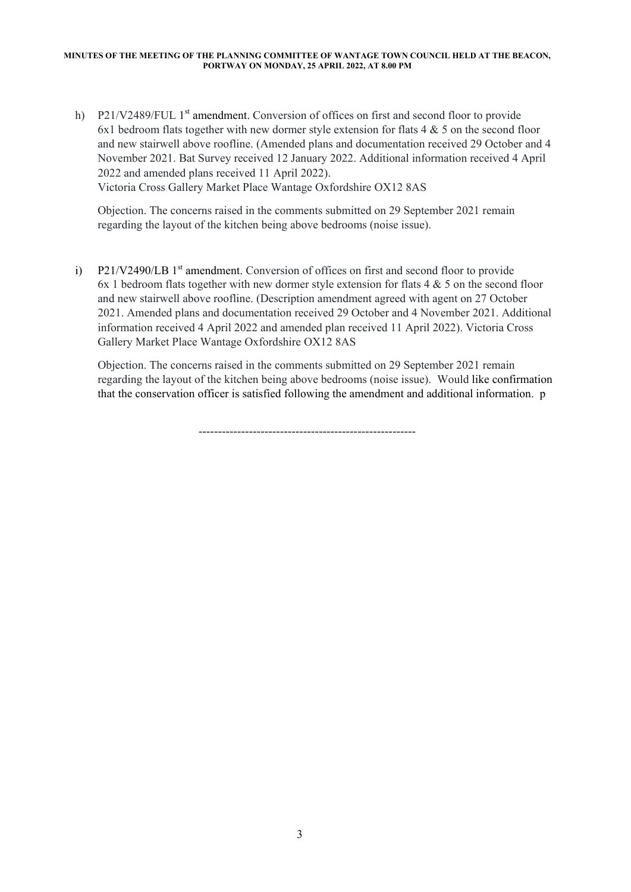h) P21/V2489/FUL 1st amendment. Conversion of offices on first and second floor to provide 6x1 bedroom flats together with new dormer style extension for flats 4 & 5 on the second floor and new stairwell above roofline. (Amended plans and documentation received 29 October and 4 November 2021. Bat Survey received 12 January 2022. Additional information received 4 April 2022 and amended plans received 11 April 2022).
Victoria Cross Gallery Market Place Wantage Oxfordshire OX12 8AS

Objection. The concerns raised in the comments submitted on 29 September 2021 remain regarding the layout of the kitchen being above bedrooms (noise issue).

i) P21/V2490/LB 1st amendment. Conversion of offices on first and second floor to provide 6x 1 bedroom flats together with new dormer style extension for flats 4 & 5 on the second floor and new stairwell above roofline. (Description amendment agreed with agent on 27 October 2021. Amended plans and documentation received 29 October and 4 November 2021. Additional information received 4 April 2022 and amended plan received 11 April 2022). Victoria Cross Gallery Market Place Wantage Oxfordshire OX12 8AS

Objection. The concerns raised in the comments submitted on 29 September 2021 remain regarding the layout of the kitchen being above bedrooms (noise issue). Would like confirmation that the conservation officer is satisfied following the amendment and additional information. p

--------------------------------------------------------